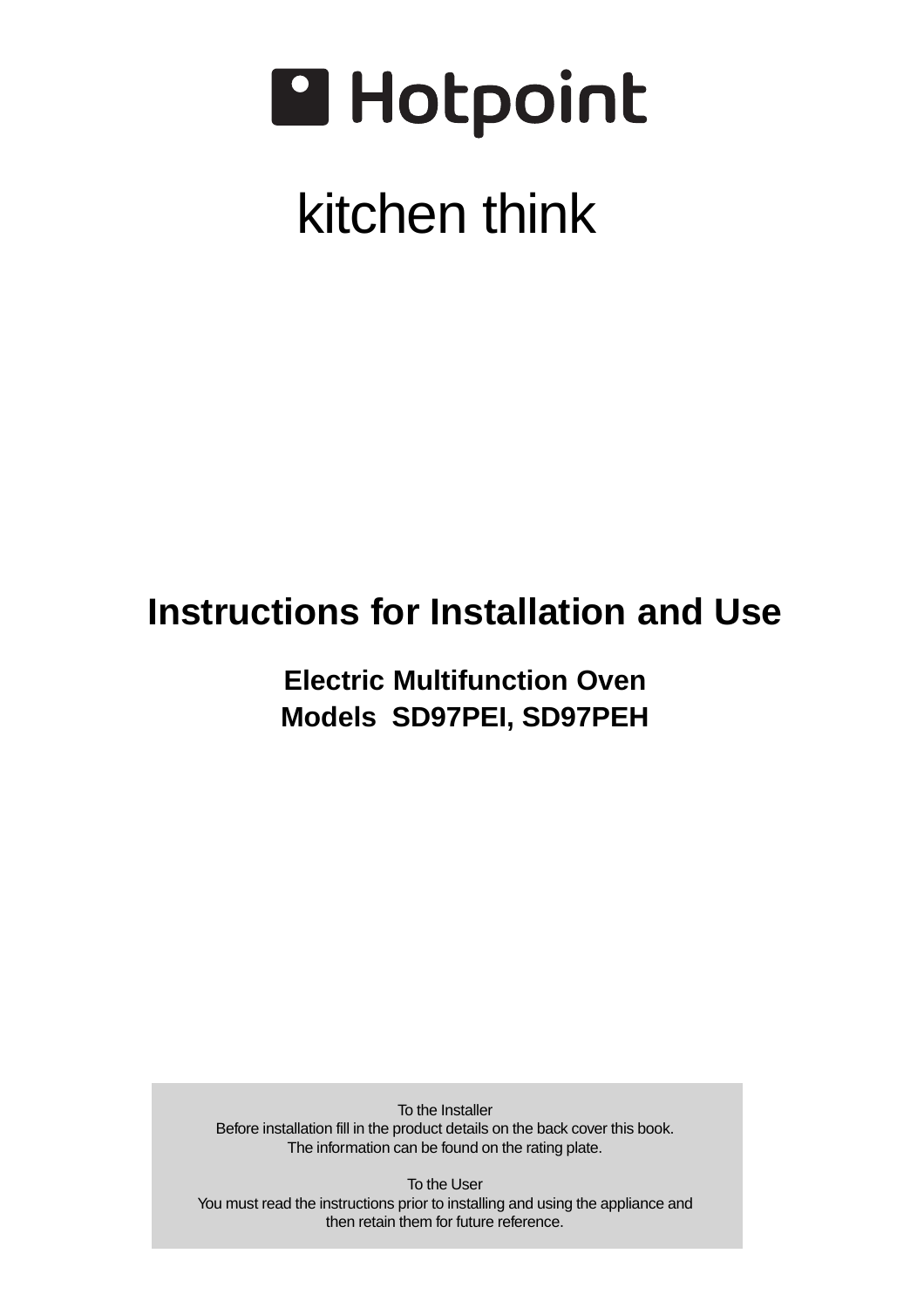# Hotpoint

kitchen think

## Instructions for Installation and Use

### Electric Multifunction Oven
### Models SD97PEI, SD97PEH

To the Installer
Before installation fill in the product details on the back cover this book.
The information can be found on the rating plate.

To the User
You must read the instructions prior to installing and using the appliance and then retain them for future reference.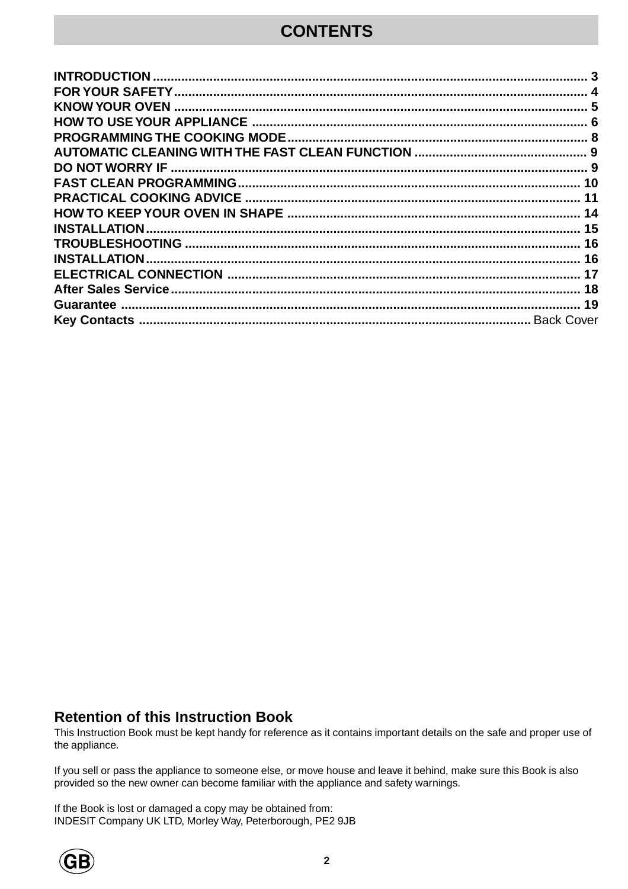# CONTENTS

| | |
|---|---|
| **INTRODUCTION** | 3 |
| **FOR YOUR SAFETY** | 4 |
| **KNOW YOUR OVEN** | 5 |
| **HOW TO USE YOUR APPLIANCE** | 6 |
| **PROGRAMMING THE COOKING MODE** | 8 |
| **AUTOMATIC CLEANING WITH THE FAST CLEAN FUNCTION** | 9 |
| **DO NOT WORRY IF** | 9 |
| **FAST CLEAN PROGRAMMING** | 10 |
| **PRACTICAL COOKING ADVICE** | 11 |
| **HOW TO KEEP YOUR OVEN IN SHAPE** | 14 |
| **INSTALLATION** | 15 |
| **TROUBLESHOOTING** | 16 |
| **INSTALLATION** | 16 |
| **ELECTRICAL CONNECTION** | 17 |
| **After Sales Service** | 18 |
| **Guarantee** | 19 |
| **Key Contacts** | Back Cover |

## Retention of this Instruction Book

This Instruction Book must be kept handy for reference as it contains important details on the safe and proper use of the appliance.

If you sell or pass the appliance to someone else, or move house and leave it behind, make sure this Book is also provided so the new owner can become familiar with the appliance and safety warnings.

If the Book is lost or damaged a copy may be obtained from:
INDESIT Company UK LTD, Morley Way, Peterborough, PE2 9JB

GB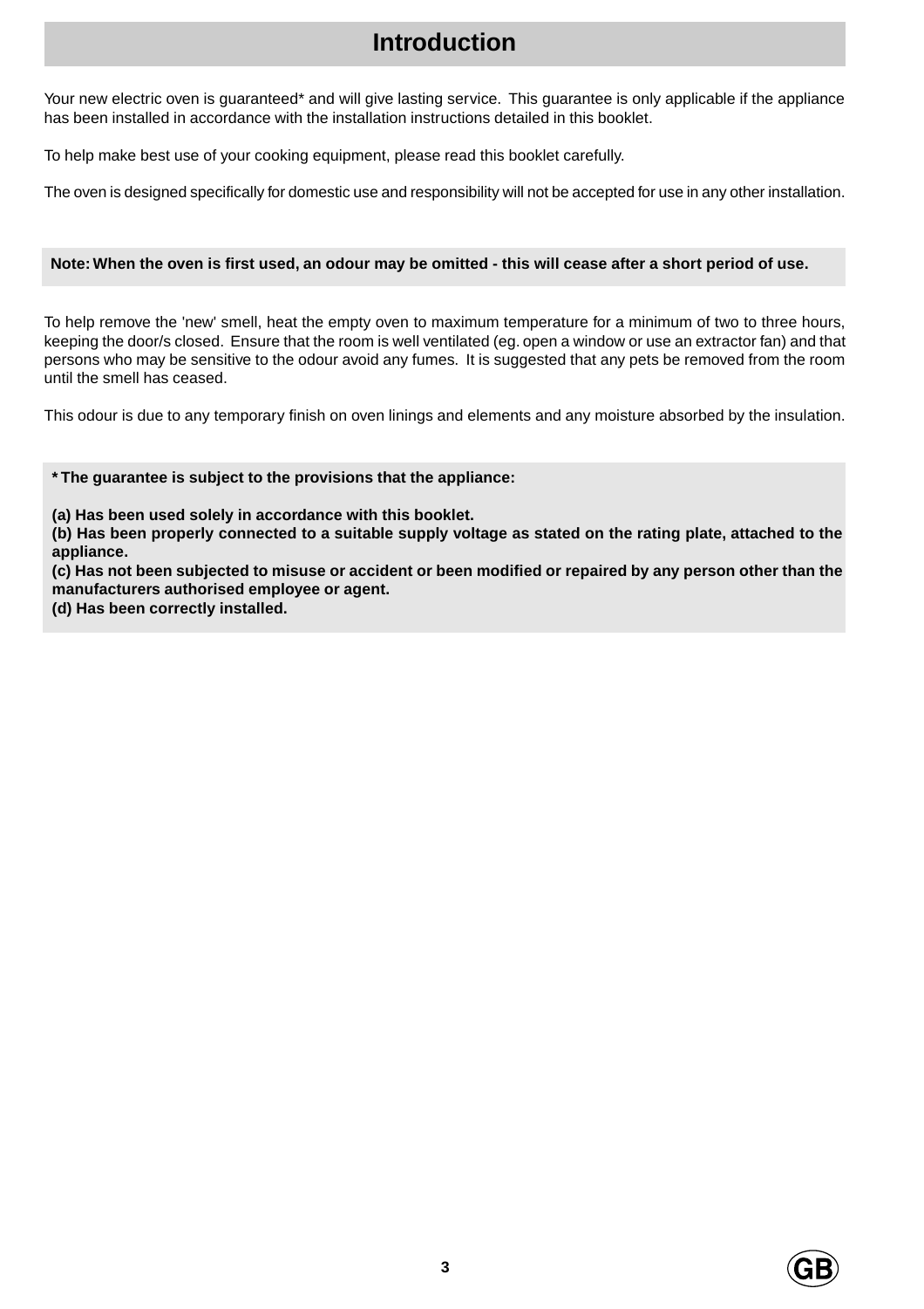# Introduction

Your new electric oven is guaranteed* and will give lasting service. This guarantee is only applicable if the appliance has been installed in accordance with the installation instructions detailed in this booklet.

To help make best use of your cooking equipment, please read this booklet carefully.

The oven is designed specifically for domestic use and responsibility will not be accepted for use in any other installation.

**Note: When the oven is first used, an odour may be omitted - this will cease after a short period of use.**

To help remove the 'new' smell, heat the empty oven to maximum temperature for a minimum of two to three hours, keeping the door/s closed. Ensure that the room is well ventilated (eg. open a window or use an extractor fan) and that persons who may be sensitive to the odour avoid any fumes. It is suggested that any pets be removed from the room until the smell has ceased.

This odour is due to any temporary finish on oven linings and elements and any moisture absorbed by the insulation.

**\* The guarantee is subject to the provisions that the appliance:**

**(a) Has been used solely in accordance with this booklet.**
**(b) Has been properly connected to a suitable supply voltage as stated on the rating plate, attached to the appliance.**
**(c) Has not been subjected to misuse or accident or been modified or repaired by any person other than the manufacturers authorised employee or agent.**
**(d) Has been correctly installed.**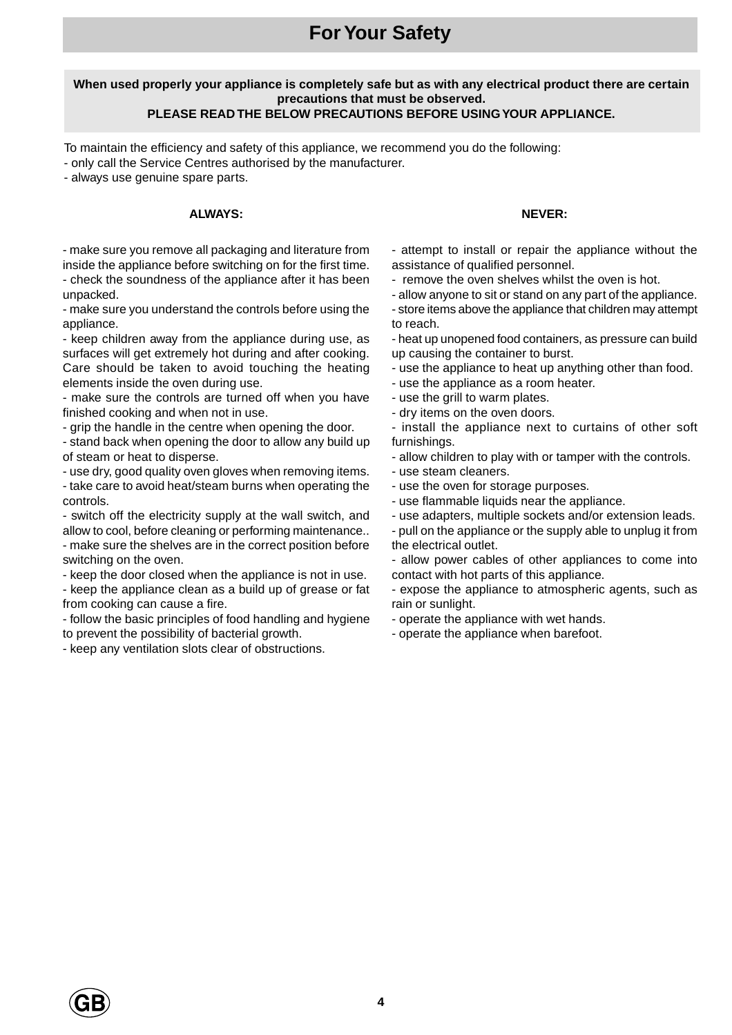# For Your Safety

**When used properly your appliance is completely safe but as with any electrical product there are certain precautions that must be observed.**
**PLEASE READ THE BELOW PRECAUTIONS BEFORE USING YOUR APPLIANCE.**

To maintain the efficiency and safety of this appliance, we recommend you do the following:
- only call the Service Centres authorised by the manufacturer.
- always use genuine spare parts.

**ALWAYS:**

- make sure you remove all packaging and literature from inside the appliance before switching on for the first time.
- check the soundness of the appliance after it has been unpacked.
- make sure you understand the controls before using the appliance.
- keep children away from the appliance during use, as surfaces will get extremely hot during and after cooking. Care should be taken to avoid touching the heating elements inside the oven during use.
- make sure the controls are turned off when you have finished cooking and when not in use.
- grip the handle in the centre when opening the door.
- stand back when opening the door to allow any build up of steam or heat to disperse.
- use dry, good quality oven gloves when removing items.
- take care to avoid heat/steam burns when operating the controls.
- switch off the electricity supply at the wall switch, and allow to cool, before cleaning or performing maintenance..
- make sure the shelves are in the correct position before switching on the oven.
- keep the door closed when the appliance is not in use.
- keep the appliance clean as a build up of grease or fat from cooking can cause a fire.
- follow the basic principles of food handling and hygiene to prevent the possibility of bacterial growth.
- keep any ventilation slots clear of obstructions.

**NEVER:**

- attempt to install or repair the appliance without the assistance of qualified personnel.
- remove the oven shelves whilst the oven is hot.
- allow anyone to sit or stand on any part of the appliance.
- store items above the appliance that children may attempt to reach.
- heat up unopened food containers, as pressure can build up causing the container to burst.
- use the appliance to heat up anything other than food.
- use the appliance as a room heater.
- use the grill to warm plates.
- dry items on the oven doors.
- install the appliance next to curtains of other soft furnishings.
- allow children to play with or tamper with the controls.
- use steam cleaners.
- use the oven for storage purposes.
- use flammable liquids near the appliance.
- use adapters, multiple sockets and/or extension leads.
- pull on the appliance or the supply able to unplug it from the electrical outlet.
- allow power cables of other appliances to come into contact with hot parts of this appliance.
- expose the appliance to atmospheric agents, such as rain or sunlight.
- operate the appliance with wet hands.
- operate the appliance when barefoot.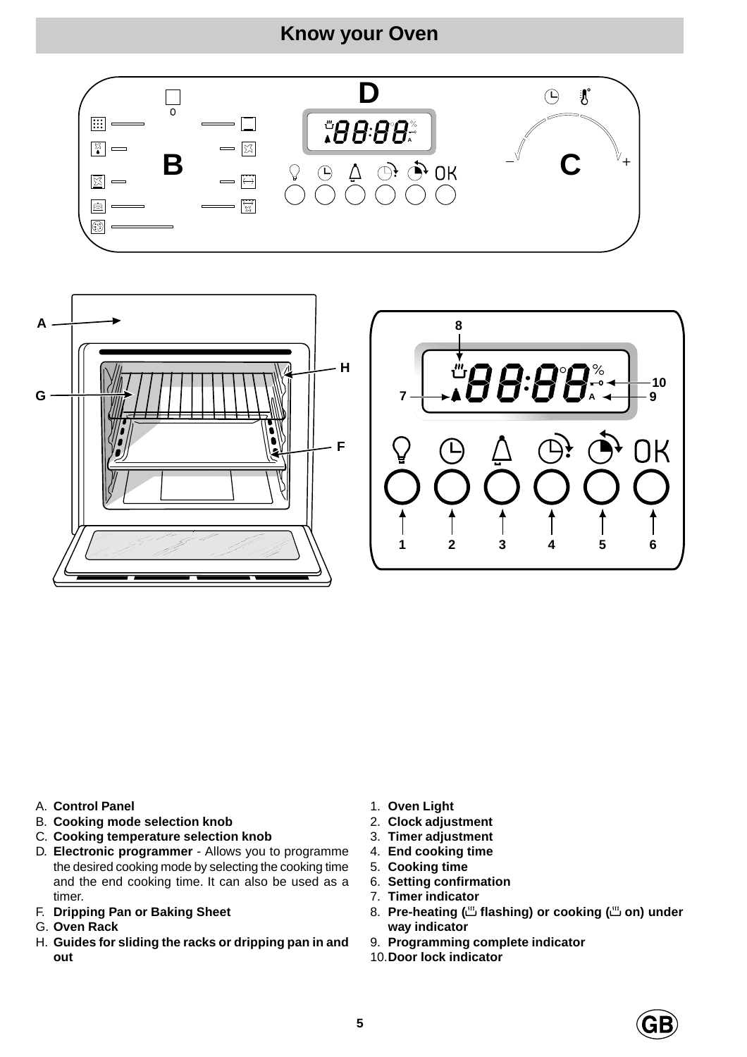# Know your Oven

A. **Control Panel**
B. **Cooking mode selection knob**
C. **Cooking temperature selection knob**
D. **Electronic programmer** - Allows you to programme the desired cooking mode by selecting the cooking time and the end cooking time. It can also be used as a timer.
F. **Dripping Pan or Baking Sheet**
G. **Oven Rack**
H. **Guides for sliding the racks or dripping pan in and out**

1. **Oven Light**
2. **Clock adjustment**
3. **Timer adjustment**
4. **End cooking time**
5. **Cooking time**
6. **Setting confirmation**
7. **Timer indicator**
8. **Pre-heating (♨ flashing) or cooking (♨ on) under way indicator**
9. **Programming complete indicator**
10. **Door lock indicator**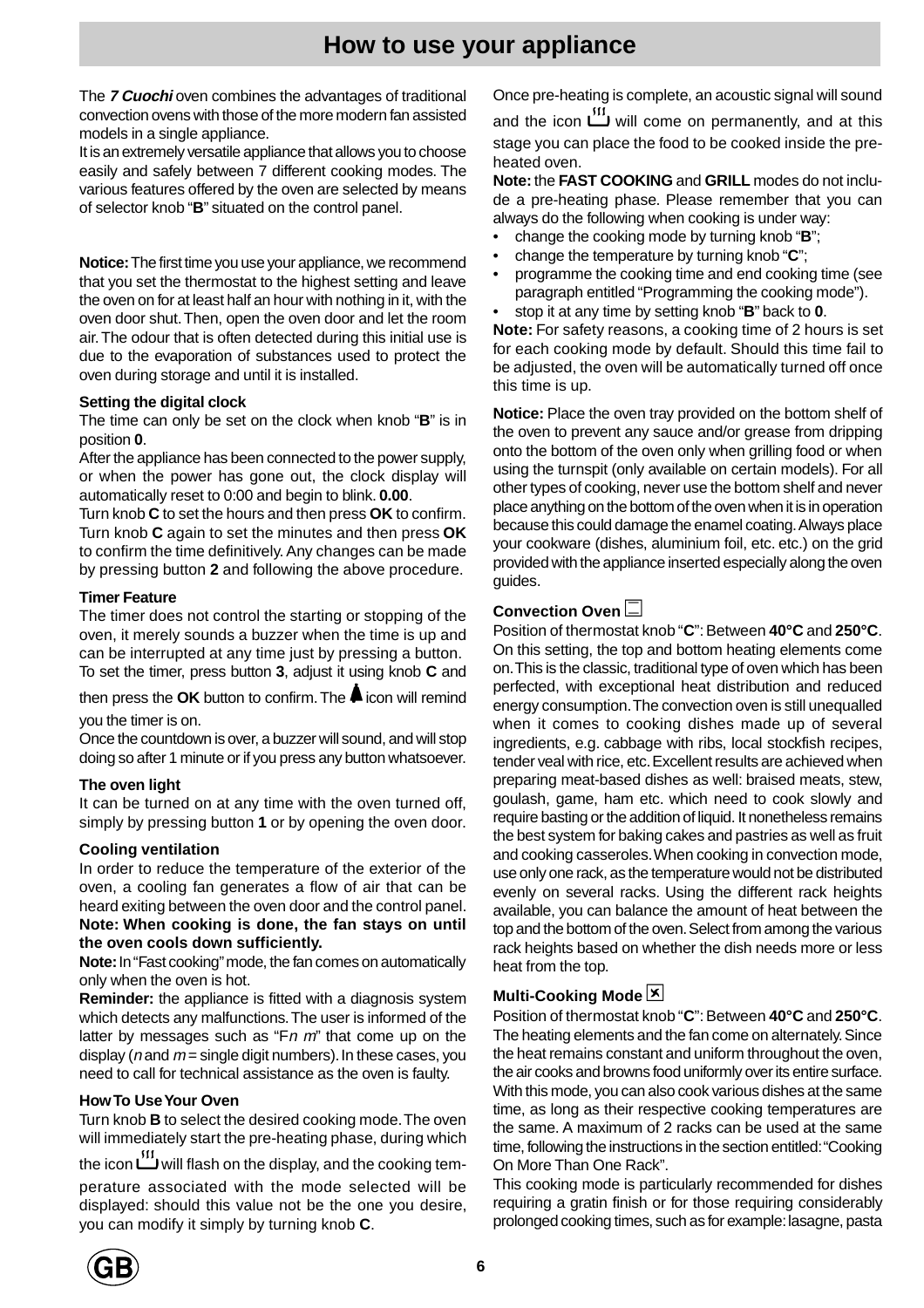# How to use your appliance

The ***7 Cuochi*** oven combines the advantages of traditional convection ovens with those of the more modern fan assisted models in a single appliance.

It is an extremely versatile appliance that allows you to choose easily and safely between 7 different cooking modes. The various features offered by the oven are selected by means of selector knob "**B**" situated on the control panel.

**Notice:** The first time you use your appliance, we recommend that you set the thermostat to the highest setting and leave the oven on for at least half an hour with nothing in it, with the oven door shut. Then, open the oven door and let the room air. The odour that is often detected during this initial use is due to the evaporation of substances used to protect the oven during storage and until it is installed.

### Setting the digital clock

The time can only be set on the clock when knob "**B**" is in position **0**.

After the appliance has been connected to the power supply, or when the power has gone out, the clock display will automatically reset to 0:00 and begin to blink. **0.00**.

Turn knob **C** to set the hours and then press **OK** to confirm. Turn knob **C** again to set the minutes and then press **OK** to confirm the time definitively. Any changes can be made by pressing button **2** and following the above procedure.

### Timer Feature

The timer does not control the starting or stopping of the oven, it merely sounds a buzzer when the time is up and can be interrupted at any time just by pressing a button.

To set the timer, press button **3**, adjust it using knob **C** and then press the **OK** button to confirm. The icon will remind you the timer is on.

Once the countdown is over, a buzzer will sound, and will stop doing so after 1 minute or if you press any button whatsoever.

### The oven light

It can be turned on at any time with the oven turned off, simply by pressing button **1** or by opening the oven door.

### Cooling ventilation

In order to reduce the temperature of the exterior of the oven, a cooling fan generates a flow of air that can be heard exiting between the oven door and the control panel.

**Note: When cooking is done, the fan stays on until the oven cools down sufficiently.**

**Note:** In "Fast cooking" mode, the fan comes on automatically only when the oven is hot.

**Reminder:** the appliance is fitted with a diagnosis system which detects any malfunctions. The user is informed of the latter by messages such as "F*n m*" that come up on the display (*n* and *m* = single digit numbers). In these cases, you need to call for technical assistance as the oven is faulty.

### How To Use Your Oven

Turn knob **B** to select the desired cooking mode. The oven will immediately start the pre-heating phase, during which the icon will flash on the display, and the cooking temperature associated with the mode selected will be displayed: should this value not be the one you desire, you can modify it simply by turning knob **C**.

Once pre-heating is complete, an acoustic signal will sound and the icon will come on permanently, and at this stage you can place the food to be cooked inside the pre-heated oven.

**Note:** the **FAST COOKING** and **GRILL** modes do not include a pre-heating phase. Please remember that you can always do the following when cooking is under way:

- change the cooking mode by turning knob "**B**";
- change the temperature by turning knob "**C**";
- programme the cooking time and end cooking time (see paragraph entitled "Programming the cooking mode").
- stop it at any time by setting knob "**B**" back to **0**.

**Note:** For safety reasons, a cooking time of 2 hours is set for each cooking mode by default. Should this time fail to be adjusted, the oven will be automatically turned off once this time is up.

**Notice:** Place the oven tray provided on the bottom shelf of the oven to prevent any sauce and/or grease from dripping onto the bottom of the oven only when grilling food or when using the turnspit (only available on certain models). For all other types of cooking, never use the bottom shelf and never place anything on the bottom of the oven when it is in operation because this could damage the enamel coating. Always place your cookware (dishes, aluminium foil, etc. etc.) on the grid provided with the appliance inserted especially along the oven guides.

### Convection Oven

Position of thermostat knob "**C**": Between **40°C** and **250°C**. On this setting, the top and bottom heating elements come on. This is the classic, traditional type of oven which has been perfected, with exceptional heat distribution and reduced energy consumption. The convection oven is still unequalled when it comes to cooking dishes made up of several ingredients, e.g. cabbage with ribs, local stockfish recipes, tender veal with rice, etc. Excellent results are achieved when preparing meat-based dishes as well: braised meats, stew, goulash, game, ham etc. which need to cook slowly and require basting or the addition of liquid. It nonetheless remains the best system for baking cakes and pastries as well as fruit and cooking casseroles. When cooking in convection mode, use only one rack, as the temperature would not be distributed evenly on several racks. Using the different rack heights available, you can balance the amount of heat between the top and the bottom of the oven. Select from among the various rack heights based on whether the dish needs more or less heat from the top.

### Multi-Cooking Mode

Position of thermostat knob "**C**": Between **40°C** and **250°C**. The heating elements and the fan come on alternately. Since the heat remains constant and uniform throughout the oven, the air cooks and browns food uniformly over its entire surface. With this mode, you can also cook various dishes at the same time, as long as their respective cooking temperatures are the same. A maximum of 2 racks can be used at the same time, following the instructions in the section entitled: "Cooking On More Than One Rack".

This cooking mode is particularly recommended for dishes requiring a gratin finish or for those requiring considerably prolonged cooking times, such as for example: lasagne, pasta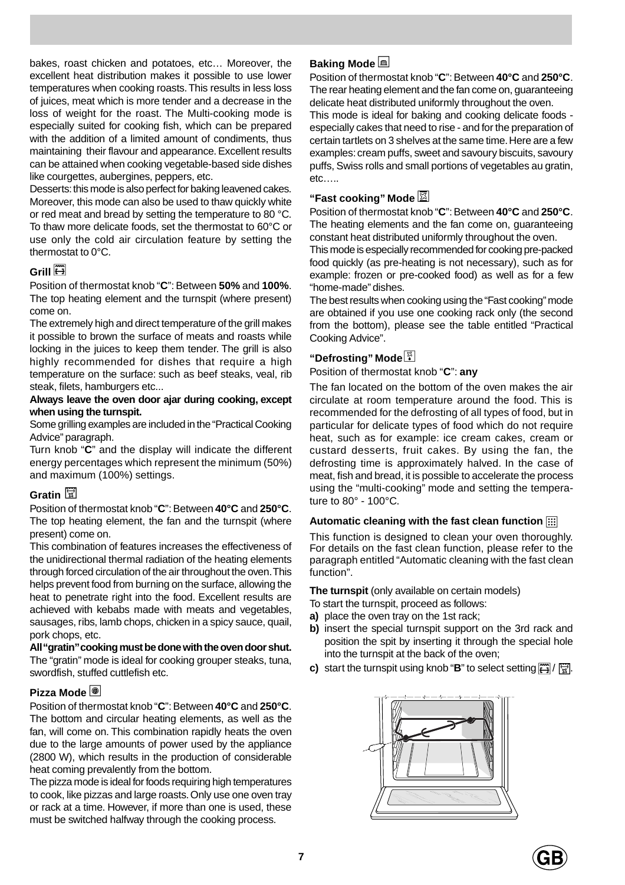bakes, roast chicken and potatoes, etc… Moreover, the excellent heat distribution makes it possible to use lower temperatures when cooking roasts. This results in less loss of juices, meat which is more tender and a decrease in the loss of weight for the roast. The Multi-cooking mode is especially suited for cooking fish, which can be prepared with the addition of a limited amount of condiments, thus maintaining their flavour and appearance. Excellent results can be attained when cooking vegetable-based side dishes like courgettes, aubergines, peppers, etc.

Desserts: this mode is also perfect for baking leavened cakes. Moreover, this mode can also be used to thaw quickly white or red meat and bread by setting the temperature to 80 °C. To thaw more delicate foods, set the thermostat to 60°C or use only the cold air circulation feature by setting the thermostat to 0°C.

### Grill

Position of thermostat knob "**C**": Between **50%** and **100%**. The top heating element and the turnspit (where present) come on.

The extremely high and direct temperature of the grill makes it possible to brown the surface of meats and roasts while locking in the juices to keep them tender. The grill is also highly recommended for dishes that require a high temperature on the surface: such as beef steaks, veal, rib steak, filets, hamburgers etc...

**Always leave the oven door ajar during cooking, except when using the turnspit.**

Some grilling examples are included in the "Practical Cooking Advice" paragraph.

Turn knob "**C**" and the display will indicate the different energy percentages which represent the minimum (50%) and maximum (100%) settings.

### Gratin

Position of thermostat knob "**C**": Between **40°C** and **250°C**. The top heating element, the fan and the turnspit (where present) come on.

This combination of features increases the effectiveness of the unidirectional thermal radiation of the heating elements through forced circulation of the air throughout the oven. This helps prevent food from burning on the surface, allowing the heat to penetrate right into the food. Excellent results are achieved with kebabs made with meats and vegetables, sausages, ribs, lamb chops, chicken in a spicy sauce, quail, pork chops, etc.

**All "gratin" cooking must be done with the oven door shut.** The "gratin" mode is ideal for cooking grouper steaks, tuna, swordfish, stuffed cuttlefish etc.

### Pizza Mode

Position of thermostat knob "**C**": Between **40°C** and **250°C**. The bottom and circular heating elements, as well as the fan, will come on. This combination rapidly heats the oven due to the large amounts of power used by the appliance (2800 W), which results in the production of considerable heat coming prevalently from the bottom.

The pizza mode is ideal for foods requiring high temperatures to cook, like pizzas and large roasts. Only use one oven tray or rack at a time. However, if more than one is used, these must be switched halfway through the cooking process.

### Baking Mode

Position of thermostat knob "**C**": Between **40°C** and **250°C**. The rear heating element and the fan come on, guaranteeing delicate heat distributed uniformly throughout the oven.

This mode is ideal for baking and cooking delicate foods - especially cakes that need to rise - and for the preparation of certain tartlets on 3 shelves at the same time. Here are a few examples: cream puffs, sweet and savoury biscuits, savoury puffs, Swiss rolls and small portions of vegetables au gratin, etc…..

### "Fast cooking" Mode

Position of thermostat knob "**C**": Between **40°C** and **250°C**. The heating elements and the fan come on, guaranteeing constant heat distributed uniformly throughout the oven.

This mode is especially recommended for cooking pre-packed food quickly (as pre-heating is not necessary), such as for example: frozen or pre-cooked food) as well as for a few "home-made" dishes.

The best results when cooking using the "Fast cooking" mode are obtained if you use one cooking rack only (the second from the bottom), please see the table entitled "Practical Cooking Advice".

### "Defrosting" Mode

Position of thermostat knob "**C**": **any**

The fan located on the bottom of the oven makes the air circulate at room temperature around the food. This is recommended for the defrosting of all types of food, but in particular for delicate types of food which do not require heat, such as for example: ice cream cakes, cream or custard desserts, fruit cakes. By using the fan, the defrosting time is approximately halved. In the case of meat, fish and bread, it is possible to accelerate the process using the "multi-cooking" mode and setting the temperature to 80° - 100°C.

### Automatic cleaning with the fast clean function

This function is designed to clean your oven thoroughly. For details on the fast clean function, please refer to the paragraph entitled "Automatic cleaning with the fast clean function".

**The turnspit** (only available on certain models)

To start the turnspit, proceed as follows:

**a)** place the oven tray on the 1st rack;

**b)** insert the special turnspit support on the 3rd rack and position the spit by inserting it through the special hole into the turnspit at the back of the oven;

**c)** start the turnspit using knob "**B**" to select setting / .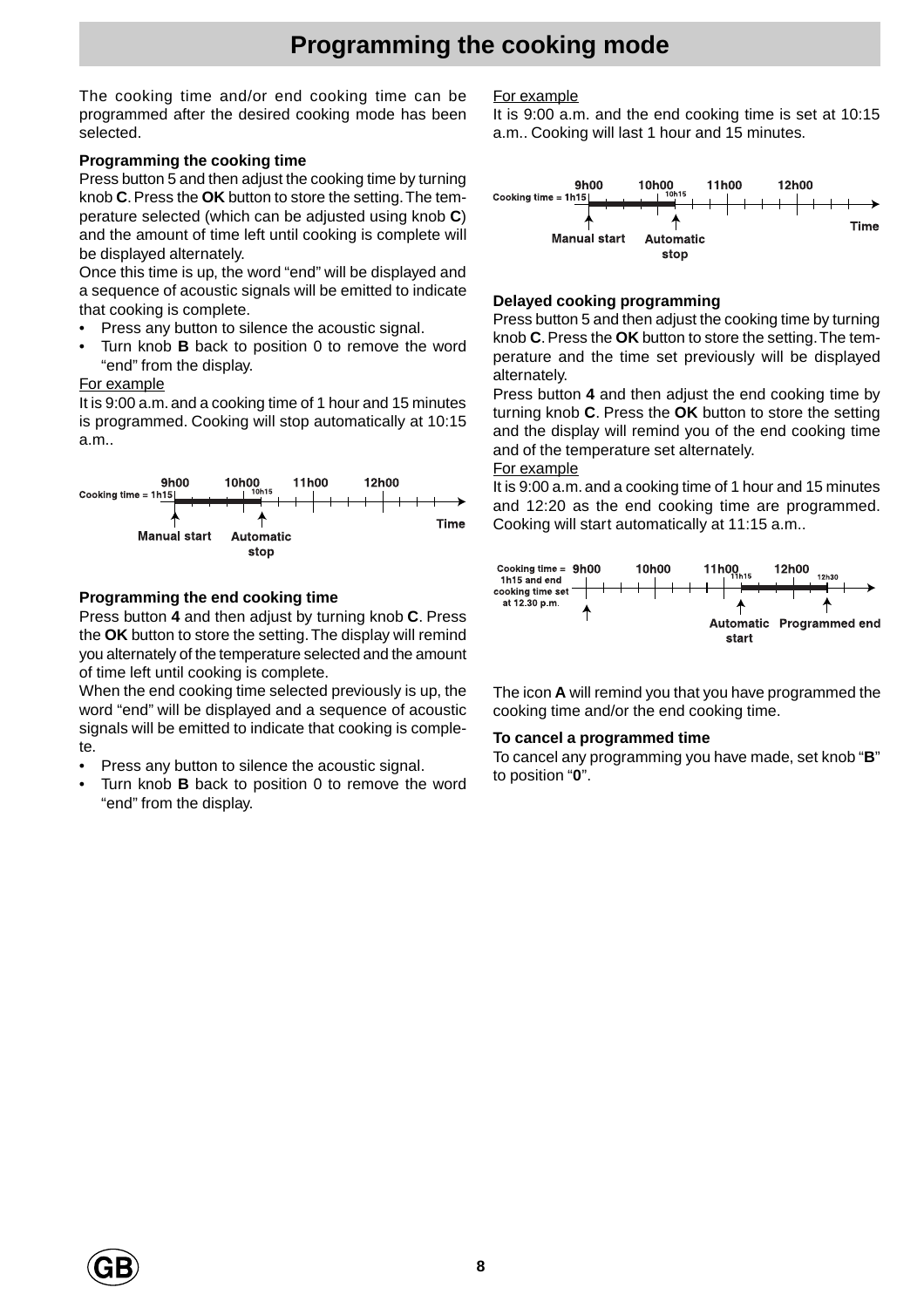# Programming the cooking mode

The cooking time and/or end cooking time can be programmed after the desired cooking mode has been selected.

**Programming the cooking time**

Press button 5 and then adjust the cooking time by turning knob **C**. Press the **OK** button to store the setting. The temperature selected (which can be adjusted using knob **C**) and the amount of time left until cooking is complete will be displayed alternately.

Once this time is up, the word "end" will be displayed and a sequence of acoustic signals will be emitted to indicate that cooking is complete.

- Press any button to silence the acoustic signal.
- Turn knob **B** back to position 0 to remove the word "end" from the display.

For example

It is 9:00 a.m. and a cooking time of 1 hour and 15 minutes is programmed. Cooking will stop automatically at 10:15 a.m..

Cooking time = 1h15
9h00
10h00
10h15
11h00
12h00
Time
Manual start
Automatic stop

**Programming the end cooking time**

Press button **4** and then adjust by turning knob **C**. Press the **OK** button to store the setting. The display will remind you alternately of the temperature selected and the amount of time left until cooking is complete.

When the end cooking time selected previously is up, the word "end" will be displayed and a sequence of acoustic signals will be emitted to indicate that cooking is complete.

- Press any button to silence the acoustic signal.
- Turn knob **B** back to position 0 to remove the word "end" from the display.

For example

It is 9:00 a.m. and the end cooking time is set at 10:15 a.m.. Cooking will last 1 hour and 15 minutes.

Cooking time = 1h15
9h00
10h00
10h15
11h00
12h00
Time
Manual start
Automatic stop

**Delayed cooking programming**

Press button 5 and then adjust the cooking time by turning knob **C**. Press the **OK** button to store the setting. The temperature and the time set previously will be displayed alternately.

Press button **4** and then adjust the end cooking time by turning knob **C**. Press the **OK** button to store the setting and the display will remind you of the end cooking time and of the temperature set alternately.

For example

It is 9:00 a.m. and a cooking time of 1 hour and 15 minutes and 12:20 as the end cooking time are programmed. Cooking will start automatically at 11:15 a.m..

Cooking time = 1h15 and end cooking time set at 12.30 p.m.
9h00
10h00
11h00
11h15
12h00
12h30
Automatic start
Programmed end

The icon **A** will remind you that you have programmed the cooking time and/or the end cooking time.

**To cancel a programmed time**

To cancel any programming you have made, set knob "**B**" to position "**0**".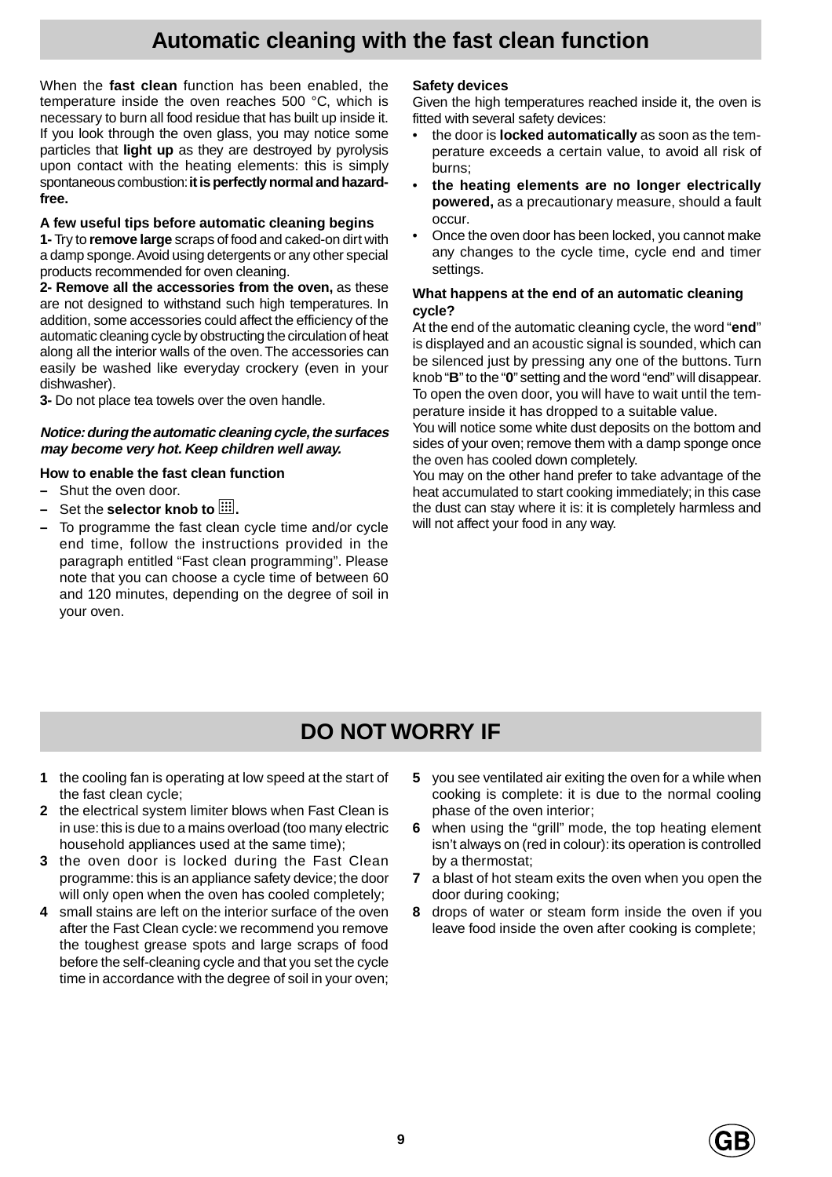# Automatic cleaning with the fast clean function

When the **fast clean** function has been enabled, the temperature inside the oven reaches 500 °C, which is necessary to burn all food residue that has built up inside it. If you look through the oven glass, you may notice some particles that **light up** as they are destroyed by pyrolysis upon contact with the heating elements: this is simply spontaneous combustion: **it is perfectly normal and hazard-free.**

**A few useful tips before automatic cleaning begins**

**1-** Try to **remove large** scraps of food and caked-on dirt with a damp sponge. Avoid using detergents or any other special products recommended for oven cleaning.

**2- Remove all the accessories from the oven,** as these are not designed to withstand such high temperatures. In addition, some accessories could affect the efficiency of the automatic cleaning cycle by obstructing the circulation of heat along all the interior walls of the oven. The accessories can easily be washed like everyday crockery (even in your dishwasher).

**3-** Do not place tea towels over the oven handle.

***Notice: during the automatic cleaning cycle, the surfaces may become very hot. Keep children well away.***

**How to enable the fast clean function**

- Shut the oven door.
- Set the **selector knob to** ☷**.**
- To programme the fast clean cycle time and/or cycle end time, follow the instructions provided in the paragraph entitled "Fast clean programming". Please note that you can choose a cycle time of between 60 and 120 minutes, depending on the degree of soil in your oven.

**Safety devices**

Given the high temperatures reached inside it, the oven is fitted with several safety devices:

- the door is **locked automatically** as soon as the temperature exceeds a certain value, to avoid all risk of burns;
- **the heating elements are no longer electrically powered,** as a precautionary measure, should a fault occur.
- Once the oven door has been locked, you cannot make any changes to the cycle time, cycle end and timer settings.

**What happens at the end of an automatic cleaning cycle?**

At the end of the automatic cleaning cycle, the word "**end**" is displayed and an acoustic signal is sounded, which can be silenced just by pressing any one of the buttons. Turn knob "**B**" to the "**0**" setting and the word "end" will disappear. To open the oven door, you will have to wait until the temperature inside it has dropped to a suitable value.

You will notice some white dust deposits on the bottom and sides of your oven; remove them with a damp sponge once the oven has cooled down completely.

You may on the other hand prefer to take advantage of the heat accumulated to start cooking immediately; in this case the dust can stay where it is: it is completely harmless and will not affect your food in any way.

# DO NOT WORRY IF

**1** the cooling fan is operating at low speed at the start of the fast clean cycle;

**2** the electrical system limiter blows when Fast Clean is in use: this is due to a mains overload (too many electric household appliances used at the same time);

**3** the oven door is locked during the Fast Clean programme: this is an appliance safety device; the door will only open when the oven has cooled completely;

**4** small stains are left on the interior surface of the oven after the Fast Clean cycle: we recommend you remove the toughest grease spots and large scraps of food before the self-cleaning cycle and that you set the cycle time in accordance with the degree of soil in your oven;

**5** you see ventilated air exiting the oven for a while when cooking is complete: it is due to the normal cooling phase of the oven interior;

**6** when using the "grill" mode, the top heating element isn't always on (red in colour): its operation is controlled by a thermostat;

**7** a blast of hot steam exits the oven when you open the door during cooking;

**8** drops of water or steam form inside the oven if you leave food inside the oven after cooking is complete;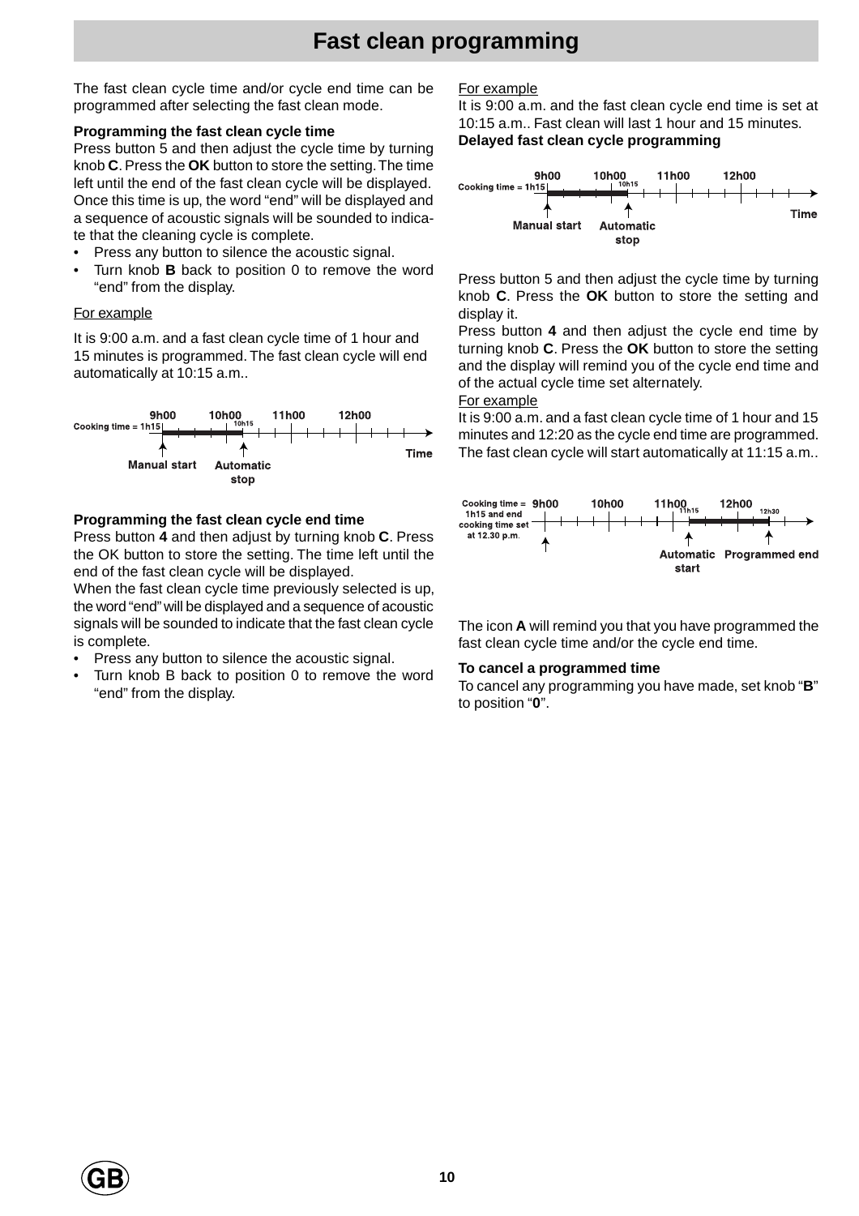# Fast clean programming

The fast clean cycle time and/or cycle end time can be programmed after selecting the fast clean mode.

**Programming the fast clean cycle time**

Press button 5 and then adjust the cycle time by turning knob **C**. Press the **OK** button to store the setting. The time left until the end of the fast clean cycle will be displayed. Once this time is up, the word "end" will be displayed and a sequence of acoustic signals will be sounded to indicate that the cleaning cycle is complete.

- Press any button to silence the acoustic signal.
- Turn knob **B** back to position 0 to remove the word "end" from the display.

For example

It is 9:00 a.m. and a fast clean cycle time of 1 hour and 15 minutes is programmed. The fast clean cycle will end automatically at 10:15 a.m..

Cooking time = 1h15
9h00
10h00
10h15
11h00
12h00
Time
Manual start
Automatic stop

**Programming the fast clean cycle end time**

Press button **4** and then adjust by turning knob **C**. Press the OK button to store the setting. The time left until the end of the fast clean cycle will be displayed.

When the fast clean cycle time previously selected is up, the word "end" will be displayed and a sequence of acoustic signals will be sounded to indicate that the fast clean cycle is complete.

- Press any button to silence the acoustic signal.
- Turn knob B back to position 0 to remove the word "end" from the display.

For example

It is 9:00 a.m. and the fast clean cycle end time is set at 10:15 a.m.. Fast clean will last 1 hour and 15 minutes.

**Delayed fast clean cycle programming**

Cooking time = 1h15
9h00
10h00
10h15
11h00
12h00
Time
Manual start
Automatic stop

Press button 5 and then adjust the cycle time by turning knob **C**. Press the **OK** button to store the setting and display it.

Press button **4** and then adjust the cycle end time by turning knob **C**. Press the **OK** button to store the setting and the display will remind you of the cycle end time and of the actual cycle time set alternately.

For example

It is 9:00 a.m. and a fast clean cycle time of 1 hour and 15 minutes and 12:20 as the cycle end time are programmed. The fast clean cycle will start automatically at 11:15 a.m..

Cooking time = 1h15 and end cooking time set at 12.30 p.m.
9h00
10h00
11h00
11h15
12h00
12h30
Automatic start
Programmed end

The icon **A** will remind you that you have programmed the fast clean cycle time and/or the cycle end time.

**To cancel a programmed time**

To cancel any programming you have made, set knob "**B**" to position "**0**".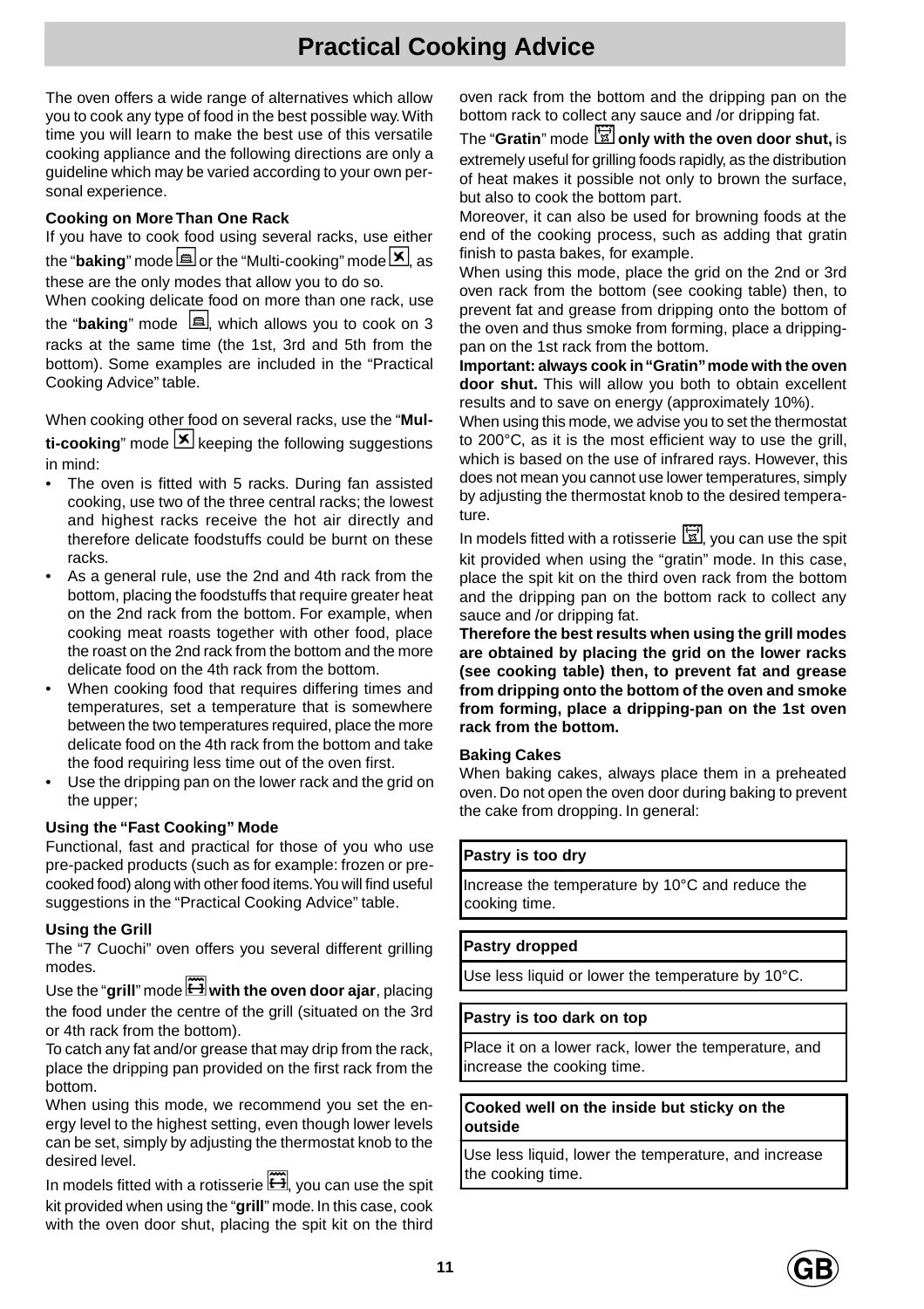# Practical Cooking Advice

The oven offers a wide range of alternatives which allow you to cook any type of food in the best possible way. With time you will learn to make the best use of this versatile cooking appliance and the following directions are only a guideline which may be varied according to your own personal experience.

### Cooking on More Than One Rack

If you have to cook food using several racks, use either the "**baking**" mode or the "Multi-cooking" mode, as these are the only modes that allow you to do so.

When cooking delicate food on more than one rack, use the "**baking**" mode, which allows you to cook on 3 racks at the same time (the 1st, 3rd and 5th from the bottom). Some examples are included in the "Practical Cooking Advice" table.

When cooking other food on several racks, use the "**Multi-cooking**" mode keeping the following suggestions in mind:

- The oven is fitted with 5 racks. During fan assisted cooking, use two of the three central racks; the lowest and highest racks receive the hot air directly and therefore delicate foodstuffs could be burnt on these racks.
- As a general rule, use the 2nd and 4th rack from the bottom, placing the foodstuffs that require greater heat on the 2nd rack from the bottom. For example, when cooking meat roasts together with other food, place the roast on the 2nd rack from the bottom and the more delicate food on the 4th rack from the bottom.
- When cooking food that requires differing times and temperatures, set a temperature that is somewhere between the two temperatures required, place the more delicate food on the 4th rack from the bottom and take the food requiring less time out of the oven first.
- Use the dripping pan on the lower rack and the grid on the upper;

### Using the "Fast Cooking" Mode

Functional, fast and practical for those of you who use pre-packed products (such as for example: frozen or pre-cooked food) along with other food items. You will find useful suggestions in the "Practical Cooking Advice" table.

### Using the Grill

The "7 Cuochi" oven offers you several different grilling modes.

Use the "**grill**" mode **with the oven door ajar**, placing the food under the centre of the grill (situated on the 3rd or 4th rack from the bottom).

To catch any fat and/or grease that may drip from the rack, place the dripping pan provided on the first rack from the bottom.

When using this mode, we recommend you set the energy level to the highest setting, even though lower levels can be set, simply by adjusting the thermostat knob to the desired level.

In models fitted with a rotisserie, you can use the spit kit provided when using the "**grill**" mode. In this case, cook with the oven door shut, placing the spit kit on the third oven rack from the bottom and the dripping pan on the bottom rack to collect any sauce and /or dripping fat.

The "**Gratin**" mode **only with the oven door shut,** is extremely useful for grilling foods rapidly, as the distribution of heat makes it possible not only to brown the surface, but also to cook the bottom part.

Moreover, it can also be used for browning foods at the end of the cooking process, such as adding that gratin finish to pasta bakes, for example.

When using this mode, place the grid on the 2nd or 3rd oven rack from the bottom (see cooking table) then, to prevent fat and grease from dripping onto the bottom of the oven and thus smoke from forming, place a dripping-pan on the 1st rack from the bottom.

**Important: always cook in "Gratin" mode with the oven door shut.** This will allow you both to obtain excellent results and to save on energy (approximately 10%).

When using this mode, we advise you to set the thermostat to 200°C, as it is the most efficient way to use the grill, which is based on the use of infrared rays. However, this does not mean you cannot use lower temperatures, simply by adjusting the thermostat knob to the desired temperature.

In models fitted with a rotisserie, you can use the spit kit provided when using the "gratin" mode. In this case, place the spit kit on the third oven rack from the bottom and the dripping pan on the bottom rack to collect any sauce and /or dripping fat.

**Therefore the best results when using the grill modes are obtained by placing the grid on the lower racks (see cooking table) then, to prevent fat and grease from dripping onto the bottom of the oven and smoke from forming, place a dripping-pan on the 1st oven rack from the bottom.**

### Baking Cakes

When baking cakes, always place them in a preheated oven. Do not open the oven door during baking to prevent the cake from dropping. In general:

| **Pastry is too dry** |
| --- |
| Increase the temperature by 10°C and reduce the cooking time. |

| **Pastry dropped** |
| --- |
| Use less liquid or lower the temperature by 10°C. |

| **Pastry is too dark on top** |
| --- |
| Place it on a lower rack, lower the temperature, and increase the cooking time. |

| **Cooked well on the inside but sticky on the outside** |
| --- |
| Use less liquid, lower the temperature, and increase the cooking time. |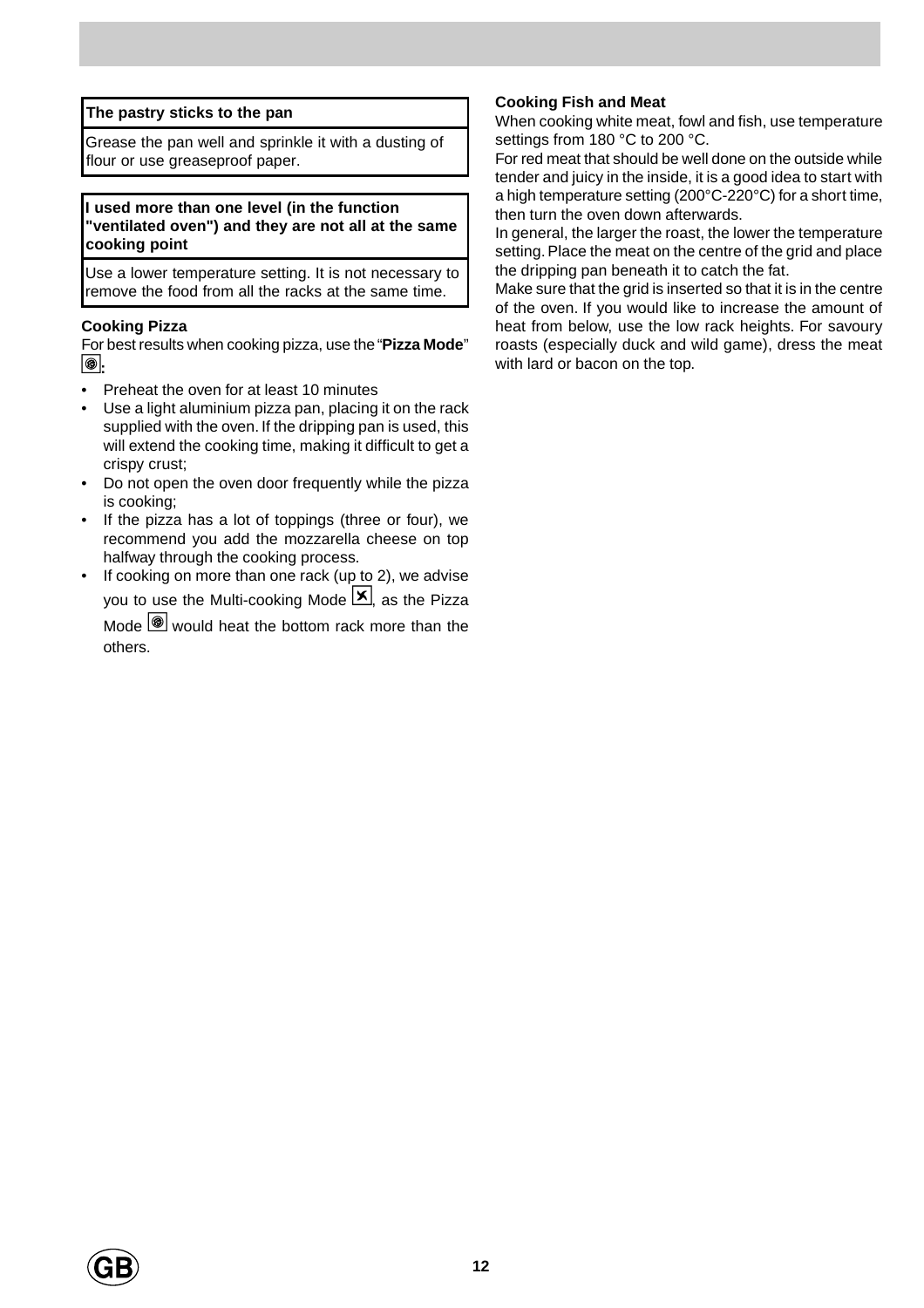**The pastry sticks to the pan**

Grease the pan well and sprinkle it with a dusting of flour or use greaseproof paper.

**I used more than one level (in the function "ventilated oven") and they are not all at the same cooking point**

Use a lower temperature setting. It is not necessary to remove the food from all the racks at the same time.

### Cooking Pizza

For best results when cooking pizza, use the "**Pizza Mode**":

- Preheat the oven for at least 10 minutes
- Use a light aluminium pizza pan, placing it on the rack supplied with the oven. If the dripping pan is used, this will extend the cooking time, making it difficult to get a crispy crust;
- Do not open the oven door frequently while the pizza is cooking;
- If the pizza has a lot of toppings (three or four), we recommend you add the mozzarella cheese on top halfway through the cooking process.
- If cooking on more than one rack (up to 2), we advise you to use the Multi-cooking Mode, as the Pizza Mode would heat the bottom rack more than the others.

### Cooking Fish and Meat

When cooking white meat, fowl and fish, use temperature settings from 180 °C to 200 °C.

For red meat that should be well done on the outside while tender and juicy in the inside, it is a good idea to start with a high temperature setting (200°C-220°C) for a short time, then turn the oven down afterwards.

In general, the larger the roast, the lower the temperature setting. Place the meat on the centre of the grid and place the dripping pan beneath it to catch the fat.

Make sure that the grid is inserted so that it is in the centre of the oven. If you would like to increase the amount of heat from below, use the low rack heights. For savoury roasts (especially duck and wild game), dress the meat with lard or bacon on the top.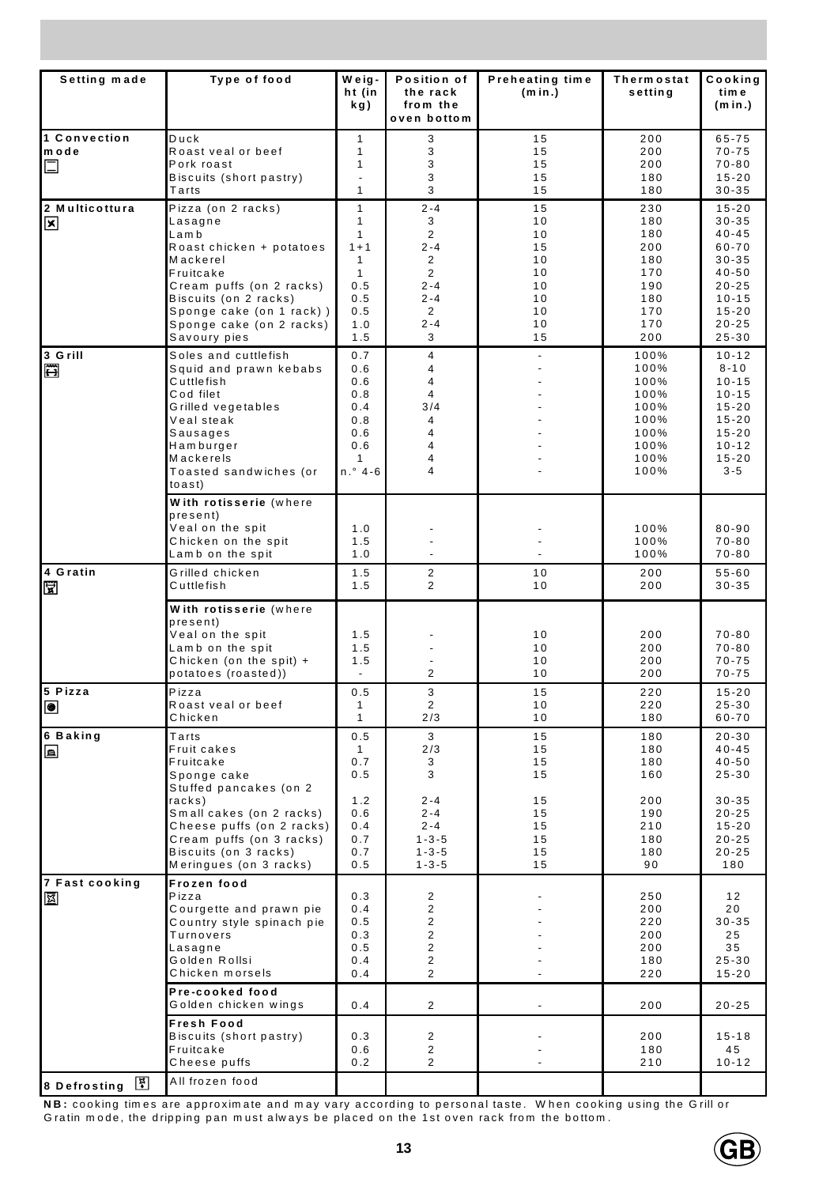| Setting made | Type of food | Weight (in kg) | Position of the rack from the oven bottom | Preheating time (min.) | Thermostat setting | Cooking time (min.) |
|---|---|---|---|---|---|---|
| 1 Convection mode | Duck | 1 | 3 | 15 | 200 | 65-75 |
| | Roast veal or beef | 1 | 3 | 15 | 200 | 70-75 |
| | Pork roast | 1 | 3 | 15 | 200 | 70-80 |
| | Biscuits (short pastry) | - | 3 | 15 | 180 | 15-20 |
| | Tarts | 1 | 3 | 15 | 180 | 30-35 |
| 2 Multicottura | Pizza (on 2 racks) | 1 | 2-4 | 15 | 230 | 15-20 |
| | Lasagne | 1 | 3 | 10 | 180 | 30-35 |
| | Lamb | 1 | 2 | 10 | 180 | 40-45 |
| | Roast chicken + potatoes | 1+1 | 2-4 | 15 | 200 | 60-70 |
| | Mackerel | 1 | 2 | 10 | 180 | 30-35 |
| | Fruitcake | 1 | 2 | 10 | 170 | 40-50 |
| | Cream puffs (on 2 racks) | 0.5 | 2-4 | 10 | 190 | 20-25 |
| | Biscuits (on 2 racks) | 0.5 | 2-4 | 10 | 180 | 10-15 |
| | Sponge cake (on 1 rack) ) | 0.5 | 2 | 10 | 170 | 15-20 |
| | Sponge cake (on 2 racks) | 1.0 | 2-4 | 10 | 170 | 20-25 |
| | Savoury pies | 1.5 | 3 | 15 | 200 | 25-30 |
| 3 Grill | Soles and cuttlefish | 0.7 | 4 | - | 100% | 10-12 |
| | Squid and prawn kebabs | 0.6 | 4 | - | 100% | 8-10 |
| | Cuttlefish | 0.6 | 4 | - | 100% | 10-15 |
| | Cod filet | 0.8 | 4 | - | 100% | 10-15 |
| | Grilled vegetables | 0.4 | 3/4 | - | 100% | 15-20 |
| | Veal steak | 0.8 | 4 | - | 100% | 15-20 |
| | Sausages | 0.6 | 4 | - | 100% | 15-20 |
| | Hamburger | 0.6 | 4 | - | 100% | 10-12 |
| | Mackerels | 1 | 4 | - | 100% | 15-20 |
| | Toasted sandwiches (or toast) | n.° 4-6 | 4 | - | 100% | 3-5 |
| | **With rotisserie** (where present) | | | | | |
| | Veal on the spit | 1.0 | - | - | 100% | 80-90 |
| | Chicken on the spit | 1.5 | - | - | 100% | 70-80 |
| | Lamb on the spit | 1.0 | - | - | 100% | 70-80 |
| 4 Gratin | Grilled chicken | 1.5 | 2 | 10 | 200 | 55-60 |
| | Cuttlefish | 1.5 | 2 | 10 | 200 | 30-35 |
| | **With rotisserie** (where present) | | | | | |
| | Veal on the spit | 1.5 | - | 10 | 200 | 70-80 |
| | Lamb on the spit | 1.5 | - | 10 | 200 | 70-80 |
| | Chicken (on the spit) + | 1.5 | - | 10 | 200 | 70-75 |
| | potatoes (roasted)) | - | 2 | 10 | 200 | 70-75 |
| 5 Pizza | Pizza | 0.5 | 3 | 15 | 220 | 15-20 |
| | Roast veal or beef | 1 | 2 | 10 | 220 | 25-30 |
| | Chicken | 1 | 2/3 | 10 | 180 | 60-70 |
| 6 Baking | Tarts | 0.5 | 3 | 15 | 180 | 20-30 |
| | Fruit cakes | 1 | 2/3 | 15 | 180 | 40-45 |
| | Fruitcake | 0.7 | 3 | 15 | 180 | 40-50 |
| | Sponge cake | 0.5 | 3 | 15 | 160 | 25-30 |
| | Stuffed pancakes (on 2 racks) | 1.2 | 2-4 | 15 | 200 | 30-35 |
| | Small cakes (on 2 racks) | 0.6 | 2-4 | 15 | 190 | 20-25 |
| | Cheese puffs (on 2 racks) | 0.4 | 2-4 | 15 | 210 | 15-20 |
| | Cream puffs (on 3 racks) | 0.7 | 1-3-5 | 15 | 180 | 20-25 |
| | Biscuits (on 3 racks) | 0.7 | 1-3-5 | 15 | 180 | 20-25 |
| | Meringues (on 3 racks) | 0.5 | 1-3-5 | 15 | 90 | 180 |
| 7 Fast cooking | **Frozen food** | | | | | |
| | Pizza | 0.3 | 2 | - | 250 | 12 |
| | Courgette and prawn pie | 0.4 | 2 | - | 200 | 20 |
| | Country style spinach pie | 0.5 | 2 | - | 220 | 30-35 |
| | Turnovers | 0.3 | 2 | - | 200 | 25 |
| | Lasagne | 0.5 | 2 | - | 200 | 35 |
| | Golden Rollsi | 0.4 | 2 | - | 180 | 25-30 |
| | Chicken morsels | 0.4 | 2 | - | 220 | 15-20 |
| | **Pre-cooked food** | | | | | |
| | Golden chicken wings | 0.4 | 2 | - | 200 | 20-25 |
| | **Fresh Food** | | | | | |
| | Biscuits (short pastry) | 0.3 | 2 | - | 200 | 15-18 |
| | Fruitcake | 0.6 | 2 | - | 180 | 45 |
| | Cheese puffs | 0.2 | 2 | - | 210 | 10-12 |
| 8 Defrosting | All frozen food | | | | | |

**NB:** cooking times are approximate and may vary according to personal taste. When cooking using the Grill or Gratin mode, the dripping pan must always be placed on the 1st oven rack from the bottom.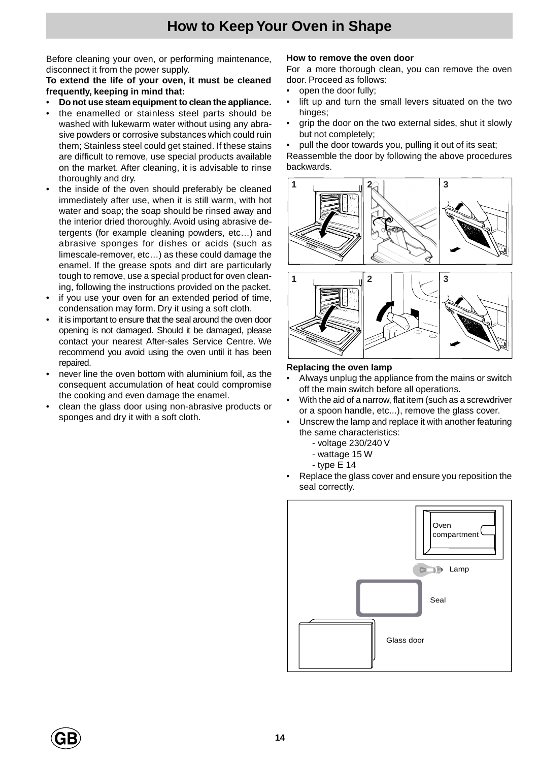# How to Keep Your Oven in Shape

Before cleaning your oven, or performing maintenance, disconnect it from the power supply.

**To extend the life of your oven, it must be cleaned frequently, keeping in mind that:**

- **Do not use steam equipment to clean the appliance.**
- the enamelled or stainless steel parts should be washed with lukewarm water without using any abrasive powders or corrosive substances which could ruin them; Stainless steel could get stained. If these stains are difficult to remove, use special products available on the market. After cleaning, it is advisable to rinse thoroughly and dry.
- the inside of the oven should preferably be cleaned immediately after use, when it is still warm, with hot water and soap; the soap should be rinsed away and the interior dried thoroughly. Avoid using abrasive detergents (for example cleaning powders, etc…) and abrasive sponges for dishes or acids (such as limescale-remover, etc…) as these could damage the enamel. If the grease spots and dirt are particularly tough to remove, use a special product for oven cleaning, following the instructions provided on the packet.
- if you use your oven for an extended period of time, condensation may form. Dry it using a soft cloth.
- it is important to ensure that the seal around the oven door opening is not damaged. Should it be damaged, please contact your nearest After-sales Service Centre. We recommend you avoid using the oven until it has been repaired.
- never line the oven bottom with aluminium foil, as the consequent accumulation of heat could compromise the cooking and even damage the enamel.
- clean the glass door using non-abrasive products or sponges and dry it with a soft cloth.

**How to remove the oven door**

For a more thorough clean, you can remove the oven door. Proceed as follows:

- open the door fully;
- lift up and turn the small levers situated on the two hinges;
- grip the door on the two external sides, shut it slowly but not completely;
- pull the door towards you, pulling it out of its seat;

Reassemble the door by following the above procedures backwards.

1 2 3

1 2 3

**Replacing the oven lamp**

- Always unplug the appliance from the mains or switch off the main switch before all operations.
- With the aid of a narrow, flat item (such as a screwdriver or a spoon handle, etc...), remove the glass cover.
- Unscrew the lamp and replace it with another featuring the same characteristics:
  - voltage 230/240 V
  - wattage 15 W
  - type E 14
- Replace the glass cover and ensure you reposition the seal correctly.

Oven compartment

Lamp

Seal

Glass door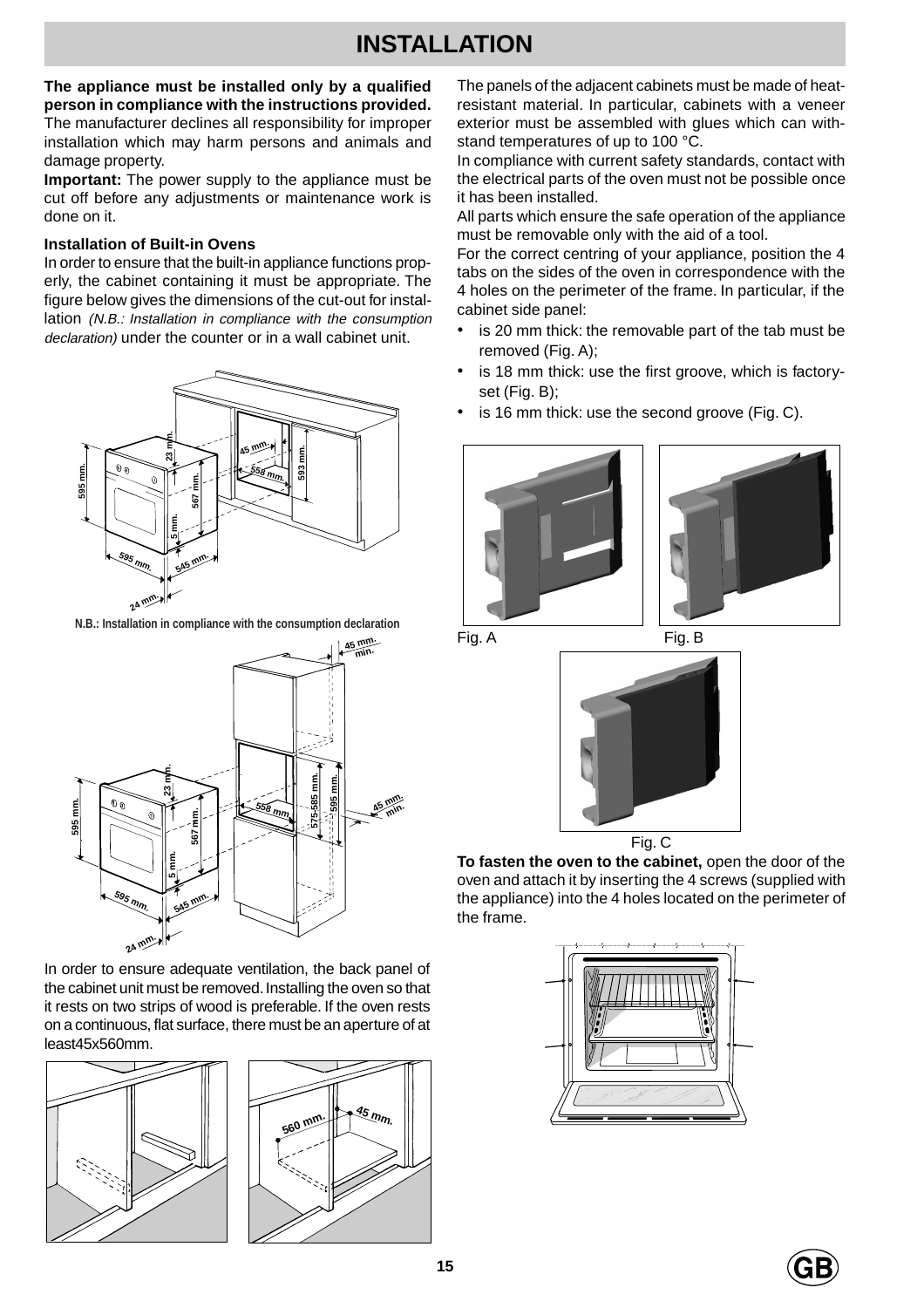# INSTALLATION

**The appliance must be installed only by a qualified person in compliance with the instructions provided.** The manufacturer declines all responsibility for improper installation which may harm persons and animals and damage property.

**Important:** The power supply to the appliance must be cut off before any adjustments or maintenance work is done on it.

### Installation of Built-in Ovens

In order to ensure that the built-in appliance functions properly, the cabinet containing it must be appropriate. The figure below gives the dimensions of the cut-out for installation *(N.B.: Installation in compliance with the consumption declaration)* under the counter or in a wall cabinet unit.

23 mm.
45 mm.
593 mm.
558 mm.
595 mm.
567 mm.
5 mm.
595 mm.
545 mm.
24 mm.

N.B.: Installation in compliance with the consumption declaration

45 mm. min.
23 mm.
575-585 mm.
595 mm.
558 mm.
45 mm. min.
595 mm.
567 mm.
5 mm.
595 mm.
545 mm.
24 mm.

In order to ensure adequate ventilation, the back panel of the cabinet unit must be removed. Installing the oven so that it rests on two strips of wood is preferable. If the oven rests on a continuous, flat surface, there must be an aperture of at least45x560mm.

560 mm.
45 mm.

The panels of the adjacent cabinets must be made of heat-resistant material. In particular, cabinets with a veneer exterior must be assembled with glues which can withstand temperatures of up to 100 °C.

In compliance with current safety standards, contact with the electrical parts of the oven must not be possible once it has been installed.

All parts which ensure the safe operation of the appliance must be removable only with the aid of a tool.

For the correct centring of your appliance, position the 4 tabs on the sides of the oven in correspondence with the 4 holes on the perimeter of the frame. In particular, if the cabinet side panel:

- is 20 mm thick: the removable part of the tab must be removed (Fig. A);
- is 18 mm thick: use the first groove, which is factory-set (Fig. B);
- is 16 mm thick: use the second groove (Fig. C).

Fig. A

Fig. B

Fig. C

**To fasten the oven to the cabinet,** open the door of the oven and attach it by inserting the 4 screws (supplied with the appliance) into the 4 holes located on the perimeter of the frame.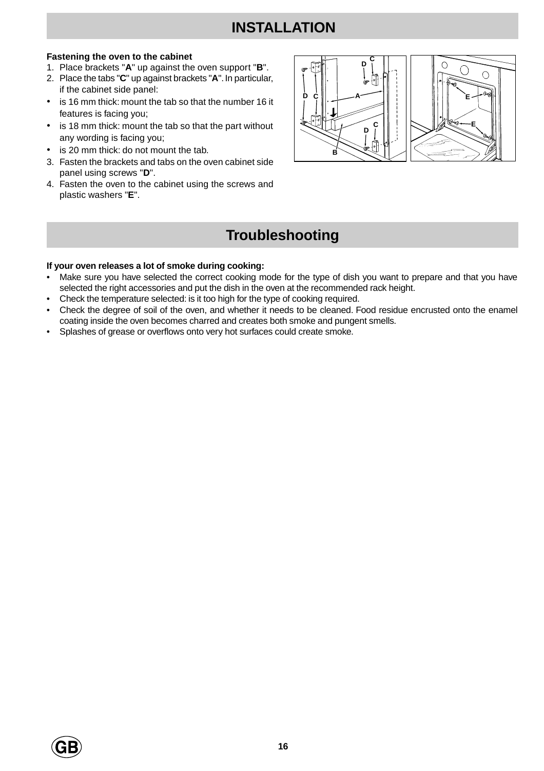# INSTALLATION

**Fastening the oven to the cabinet**

1. Place brackets "**A**" up against the oven support "**B**".
2. Place the tabs "**C**" up against brackets "**A**". In particular, if the cabinet side panel:

- is 16 mm thick: mount the tab so that the number 16 it features is facing you;
- is 18 mm thick: mount the tab so that the part without any wording is facing you;
- is 20 mm thick: do not mount the tab.

3. Fasten the brackets and tabs on the oven cabinet side panel using screws "**D**".
4. Fasten the oven to the cabinet using the screws and plastic washers "**E**".

# Troubleshooting

**If your oven releases a lot of smoke during cooking:**

- Make sure you have selected the correct cooking mode for the type of dish you want to prepare and that you have selected the right accessories and put the dish in the oven at the recommended rack height.
- Check the temperature selected: is it too high for the type of cooking required.
- Check the degree of soil of the oven, and whether it needs to be cleaned. Food residue encrusted onto the enamel coating inside the oven becomes charred and creates both smoke and pungent smells.
- Splashes of grease or overflows onto very hot surfaces could create smoke.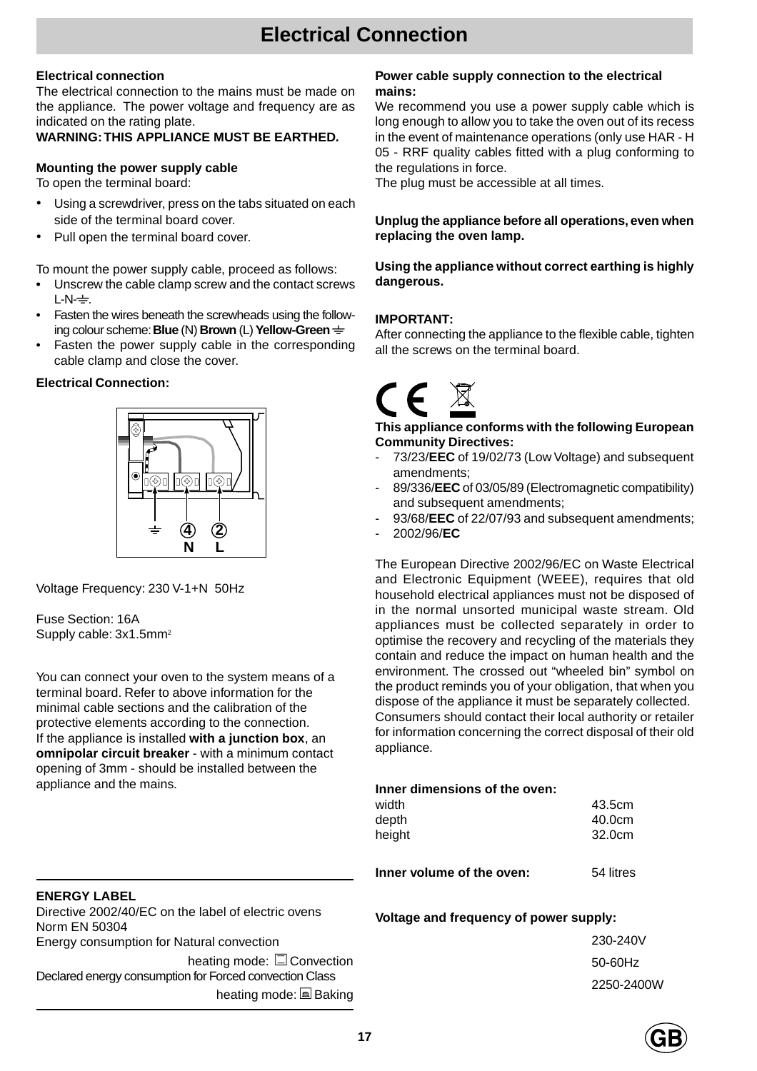# Electrical Connection

### Electrical connection

The electrical connection to the mains must be made on the appliance. The power voltage and frequency are as indicated on the rating plate.

**WARNING: THIS APPLIANCE MUST BE EARTHED.**

### Mounting the power supply cable

To open the terminal board:

- Using a screwdriver, press on the tabs situated on each side of the terminal board cover.
- Pull open the terminal board cover.

To mount the power supply cable, proceed as follows:

- Unscrew the cable clamp screw and the contact screws L-N-⏚.
- Fasten the wires beneath the screwheads using the following colour scheme: **Blue** (N) **Brown** (L) **Yellow-Green** ⏚
- Fasten the power supply cable in the corresponding cable clamp and close the cover.

### Electrical Connection:

⏚ 4 N 2 L

Voltage Frequency: 230 V-1+N 50Hz

Fuse Section: 16A
Supply cable: 3x1.5mm²

You can connect your oven to the system means of a terminal board. Refer to above information for the minimal cable sections and the calibration of the protective elements according to the connection.
If the appliance is installed **with a junction box**, an **omnipolar circuit breaker** - with a minimum contact opening of 3mm - should be installed between the appliance and the mains.

### ENERGY LABEL

Directive 2002/40/EC on the label of electric ovens
Norm EN 50304
Energy consumption for Natural convection
heating mode: Convection
Declared energy consumption for Forced convection Class
heating mode: Baking

### Power cable supply connection to the electrical mains:

We recommend you use a power supply cable which is long enough to allow you to take the oven out of its recess in the event of maintenance operations (only use HAR - H 05 - RRF quality cables fitted with a plug conforming to the regulations in force.
The plug must be accessible at all times.

**Unplug the appliance before all operations, even when replacing the oven lamp.**

**Using the appliance without correct earthing is highly dangerous.**

**IMPORTANT:**
After connecting the appliance to the flexible cable, tighten all the screws on the terminal board.

CE

**This appliance conforms with the following European Community Directives:**

- 73/23/**EEC** of 19/02/73 (Low Voltage) and subsequent amendments;
- 89/336/**EEC** of 03/05/89 (Electromagnetic compatibility) and subsequent amendments;
- 93/68/**EEC** of 22/07/93 and subsequent amendments;
- 2002/96/**EC**

The European Directive 2002/96/EC on Waste Electrical and Electronic Equipment (WEEE), requires that old household electrical appliances must not be disposed of in the normal unsorted municipal waste stream. Old appliances must be collected separately in order to optimise the recovery and recycling of the materials they contain and reduce the impact on human health and the environment. The crossed out "wheeled bin" symbol on the product reminds you of your obligation, that when you dispose of the appliance it must be separately collected.
Consumers should contact their local authority or retailer for information concerning the correct disposal of their old appliance.

### Inner dimensions of the oven:

| | |
|---|---|
| width | 43.5cm |
| depth | 40.0cm |
| height | 32.0cm |

**Inner volume of the oven:** 54 litres

**Voltage and frequency of power supply:**

230-240V
50-60Hz
2250-2400W

GB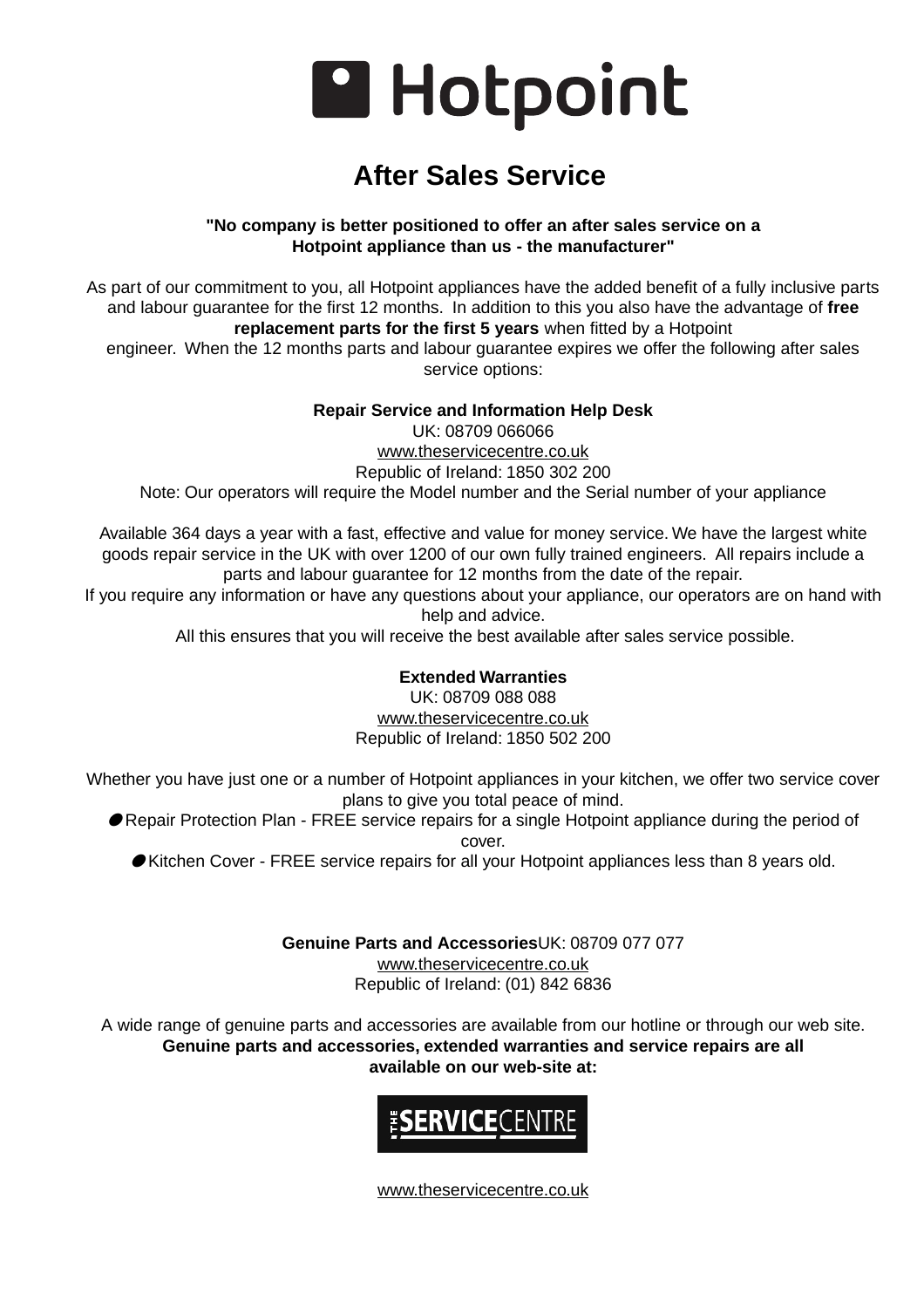# Hotpoint

## After Sales Service

**"No company is better positioned to offer an after sales service on a Hotpoint appliance than us - the manufacturer"**

As part of our commitment to you, all Hotpoint appliances have the added benefit of a fully inclusive parts and labour guarantee for the first 12 months. In addition to this you also have the advantage of **free replacement parts for the first 5 years** when fitted by a Hotpoint engineer. When the 12 months parts and labour guarantee expires we offer the following after sales service options:

**Repair Service and Information Help Desk**
UK: 08709 066066
www.theservicecentre.co.uk
Republic of Ireland: 1850 302 200
Note: Our operators will require the Model number and the Serial number of your appliance

Available 364 days a year with a fast, effective and value for money service. We have the largest white goods repair service in the UK with over 1200 of our own fully trained engineers. All repairs include a parts and labour guarantee for 12 months from the date of the repair.
If you require any information or have any questions about your appliance, our operators are on hand with help and advice.
All this ensures that you will receive the best available after sales service possible.

**Extended Warranties**
UK: 08709 088 088
www.theservicecentre.co.uk
Republic of Ireland: 1850 502 200

Whether you have just one or a number of Hotpoint appliances in your kitchen, we offer two service cover plans to give you total peace of mind.

- Repair Protection Plan - FREE service repairs for a single Hotpoint appliance during the period of cover.
- Kitchen Cover - FREE service repairs for all your Hotpoint appliances less than 8 years old.

**Genuine Parts and Accessories** UK: 08709 077 077
www.theservicecentre.co.uk
Republic of Ireland: (01) 842 6836

A wide range of genuine parts and accessories are available from our hotline or through our web site.
**Genuine parts and accessories, extended warranties and service repairs are all available on our web-site at:**

THE SERVICECENTRE

www.theservicecentre.co.uk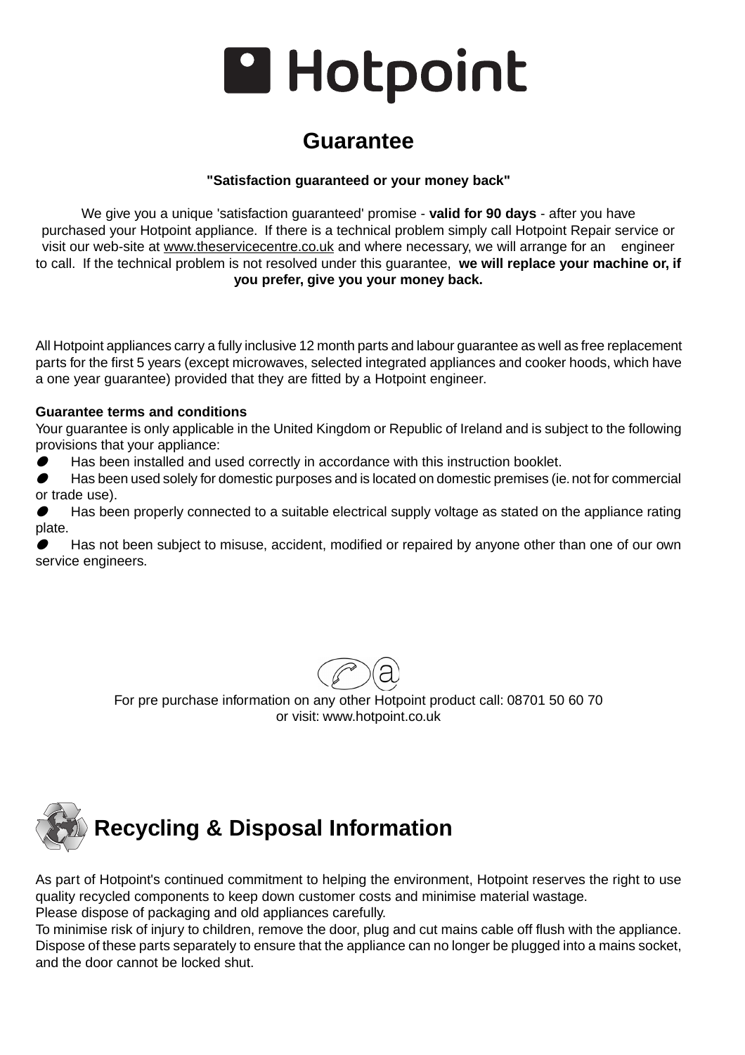# Hotpoint

## Guarantee

**"Satisfaction guaranteed or your money back"**

We give you a unique 'satisfaction guaranteed' promise - **valid for 90 days** - after you have purchased your Hotpoint appliance. If there is a technical problem simply call Hotpoint Repair service or visit our web-site at www.theservicentre.co.uk and where necessary, we will arrange for an engineer to call. If the technical problem is not resolved under this guarantee, **we will replace your machine or, if you prefer, give you your money back.**

All Hotpoint appliances carry a fully inclusive 12 month parts and labour guarantee as well as free replacement parts for the first 5 years (except microwaves, selected integrated appliances and cooker hoods, which have a one year guarantee) provided that they are fitted by a Hotpoint engineer.

**Guarantee terms and conditions**

Your guarantee is only applicable in the United Kingdom or Republic of Ireland and is subject to the following provisions that your appliance:

- Has been installed and used correctly in accordance with this instruction booklet.
- Has been used solely for domestic purposes and is located on domestic premises (ie. not for commercial or trade use).
- Has been properly connected to a suitable electrical supply voltage as stated on the appliance rating plate.
- Has not been subject to misuse, accident, modified or repaired by anyone other than one of our own service engineers.

For pre purchase information on any other Hotpoint product call: 08701 50 60 70
or visit: www.hotpoint.co.uk

## Recycling & Disposal Information

As part of Hotpoint's continued commitment to helping the environment, Hotpoint reserves the right to use quality recycled components to keep down customer costs and minimise material wastage.
Please dispose of packaging and old appliances carefully.
To minimise risk of injury to children, remove the door, plug and cut mains cable off flush with the appliance. Dispose of these parts separately to ensure that the appliance can no longer be plugged into a mains socket, and the door cannot be locked shut.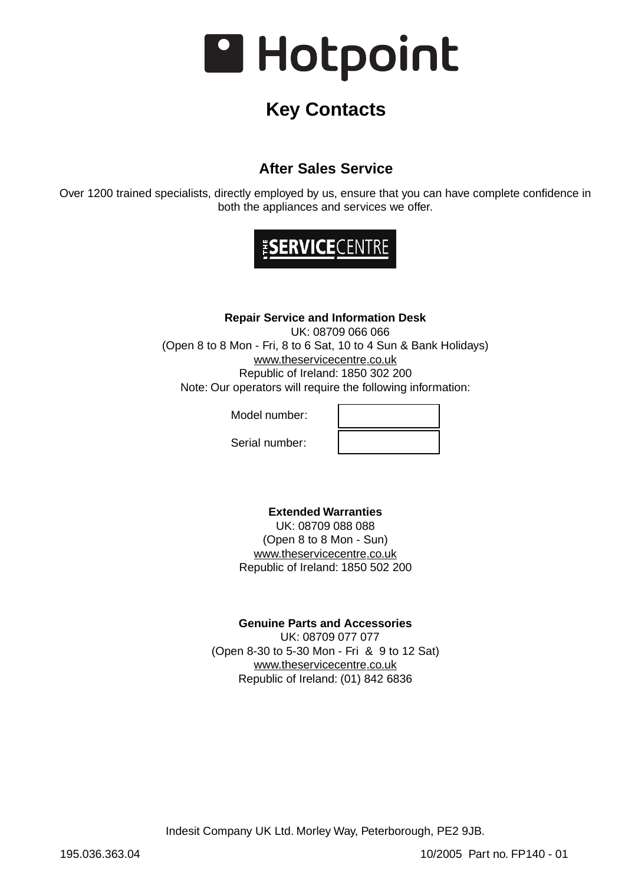# Hotpoint

## Key Contacts

### After Sales Service

Over 1200 trained specialists, directly employed by us, ensure that you can have complete confidence in both the appliances and services we offer.

THE SERVICECENTRE

**Repair Service and Information Desk**
UK: 08709 066 066
(Open 8 to 8 Mon - Fri, 8 to 6 Sat, 10 to 4 Sun & Bank Holidays)
www.theservicecentre.co.uk
Republic of Ireland: 1850 302 200
Note: Our operators will require the following information:

| | |
|---|---|
| Model number: | |
| Serial number: | |

**Extended Warranties**
UK: 08709 088 088
(Open 8 to 8 Mon - Sun)
www.theservicecentre.co.uk
Republic of Ireland: 1850 502 200

**Genuine Parts and Accessories**
UK: 08709 077 077
(Open 8-30 to 5-30 Mon - Fri & 9 to 12 Sat)
www.theservicecentre.co.uk
Republic of Ireland: (01) 842 6836

Indesit Company UK Ltd. Morley Way, Peterborough, PE2 9JB.

195.036.363.04

10/2005 Part no. FP140 - 01